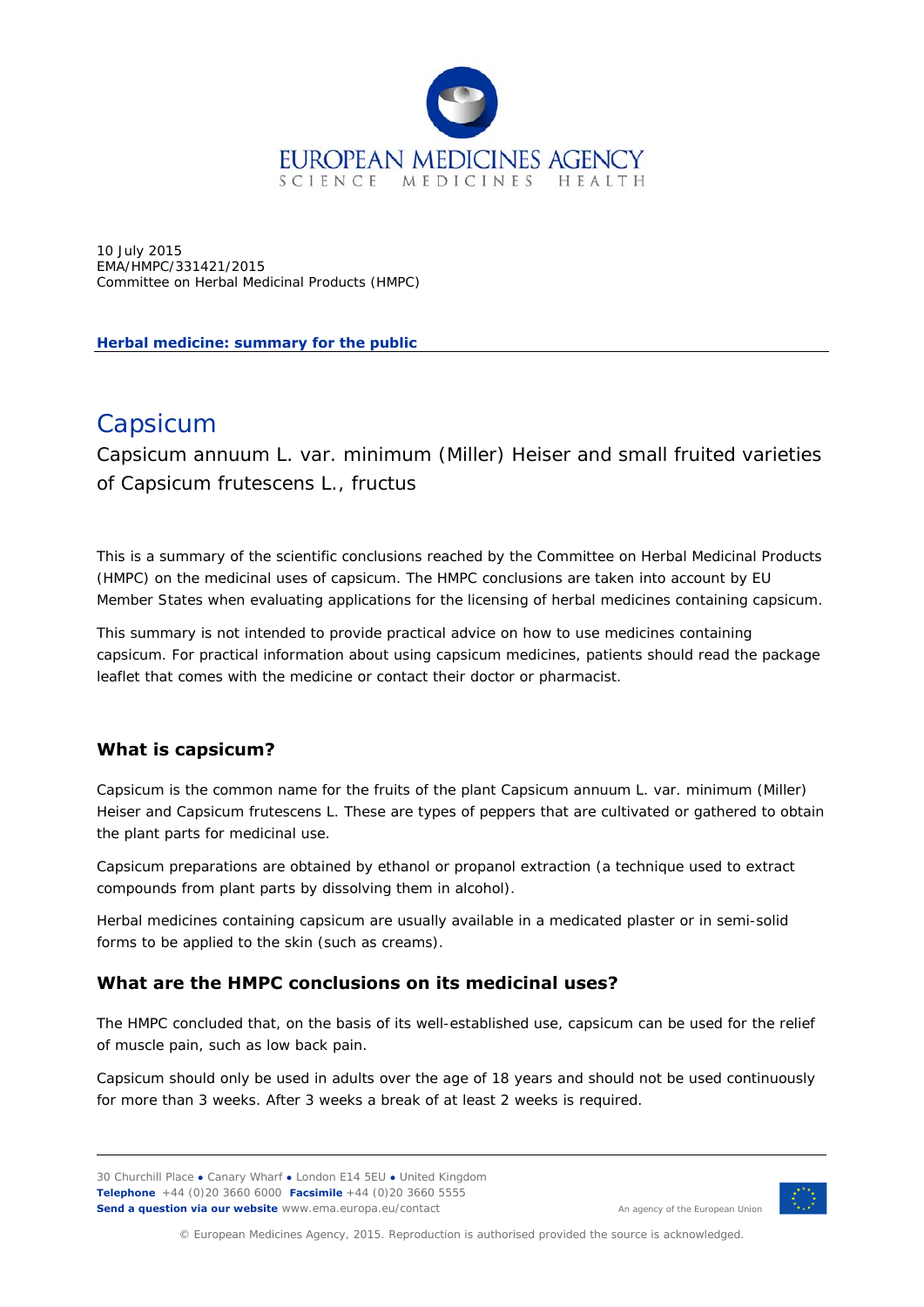EUROPEAN MEDICINES AGENCY
SCIENCE MEDICINES HEALTH

10 July 2015
EMA/HMPC/331421/2015
Committee on Herbal Medicinal Products (HMPC)

**Herbal medicine: summary for the public**

# Capsicum

Capsicum annuum L. var. minimum (Miller) Heiser and small fruited varieties of Capsicum frutescens L., fructus

This is a summary of the scientific conclusions reached by the Committee on Herbal Medicinal Products (HMPC) on the medicinal uses of capsicum. The HMPC conclusions are taken into account by EU Member States when evaluating applications for the licensing of herbal medicines containing capsicum.

This summary is not intended to provide practical advice on how to use medicines containing capsicum. For practical information about using capsicum medicines, patients should read the package leaflet that comes with the medicine or contact their doctor or pharmacist.

## What is capsicum?

Capsicum is the common name for the fruits of the plant Capsicum annuum L. var. minimum (Miller) Heiser and Capsicum frutescens L. These are types of peppers that are cultivated or gathered to obtain the plant parts for medicinal use.

Capsicum preparations are obtained by ethanol or propanol extraction (a technique used to extract compounds from plant parts by dissolving them in alcohol).

Herbal medicines containing capsicum are usually available in a medicated plaster or in semi-solid forms to be applied to the skin (such as creams).

## What are the HMPC conclusions on its medicinal uses?

The HMPC concluded that, on the basis of its well-established use, capsicum can be used for the relief of muscle pain, such as low back pain.

Capsicum should only be used in adults over the age of 18 years and should not be used continuously for more than 3 weeks. After 3 weeks a break of at least 2 weeks is required.

30 Churchill Place ● Canary Wharf ● London E14 5EU ● United Kingdom
**Telephone** +44 (0)20 3660 6000 **Facsimile** +44 (0)20 3660 5555
**Send a question via our website** www.ema.europa.eu/contact

An agency of the European Union

© European Medicines Agency, 2015. Reproduction is authorised provided the source is acknowledged.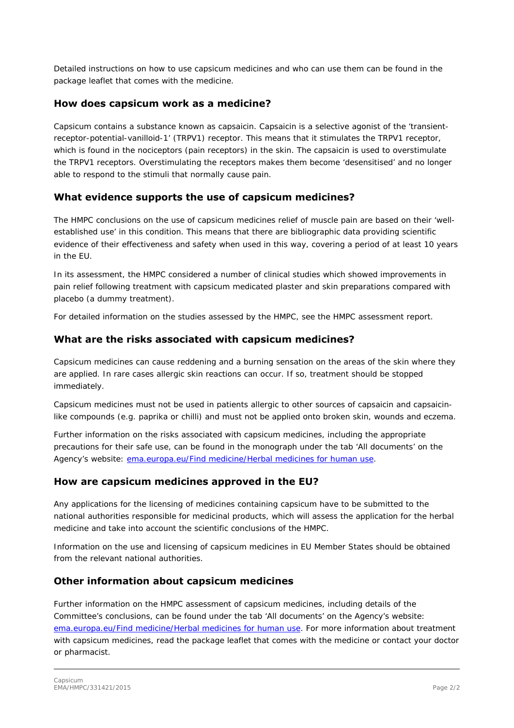Detailed instructions on how to use capsicum medicines and who can use them can be found in the package leaflet that comes with the medicine.

## How does capsicum work as a medicine?

Capsicum contains a substance known as capsaicin. Capsaicin is a selective agonist of the 'transient-receptor-potential-vanilloid-1' (TRPV1) receptor. This means that it stimulates the TRPV1 receptor, which is found in the nociceptors (pain receptors) in the skin. The capsaicin is used to overstimulate the TRPV1 receptors. Overstimulating the receptors makes them become 'desensitised' and no longer able to respond to the stimuli that normally cause pain.

## What evidence supports the use of capsicum medicines?

The HMPC conclusions on the use of capsicum medicines relief of muscle pain are based on their 'well-established use' in this condition. This means that there are bibliographic data providing scientific evidence of their effectiveness and safety when used in this way, covering a period of at least 10 years in the EU.

In its assessment, the HMPC considered a number of clinical studies which showed improvements in pain relief following treatment with capsicum medicated plaster and skin preparations compared with placebo (a dummy treatment).

For detailed information on the studies assessed by the HMPC, see the HMPC assessment report.

## What are the risks associated with capsicum medicines?

Capsicum medicines can cause reddening and a burning sensation on the areas of the skin where they are applied. In rare cases allergic skin reactions can occur. If so, treatment should be stopped immediately.

Capsicum medicines must not be used in patients allergic to other sources of capsaicin and capsaicin-like compounds (e.g. paprika or chilli) and must not be applied onto broken skin, wounds and eczema.

Further information on the risks associated with capsicum medicines, including the appropriate precautions for their safe use, can be found in the monograph under the tab 'All documents' on the Agency's website: [ema.europa.eu/Find medicine/Herbal medicines for human use](ema.europa.eu/Find medicine/Herbal medicines for human use).

## How are capsicum medicines approved in the EU?

Any applications for the licensing of medicines containing capsicum have to be submitted to the national authorities responsible for medicinal products, which will assess the application for the herbal medicine and take into account the scientific conclusions of the HMPC.

Information on the use and licensing of capsicum medicines in EU Member States should be obtained from the relevant national authorities.

## Other information about capsicum medicines

Further information on the HMPC assessment of capsicum medicines, including details of the Committee's conclusions, can be found under the tab 'All documents' on the Agency's website: [ema.europa.eu/Find medicine/Herbal medicines for human use](ema.europa.eu/Find medicine/Herbal medicines for human use). For more information about treatment with capsicum medicines, read the package leaflet that comes with the medicine or contact your doctor or pharmacist.